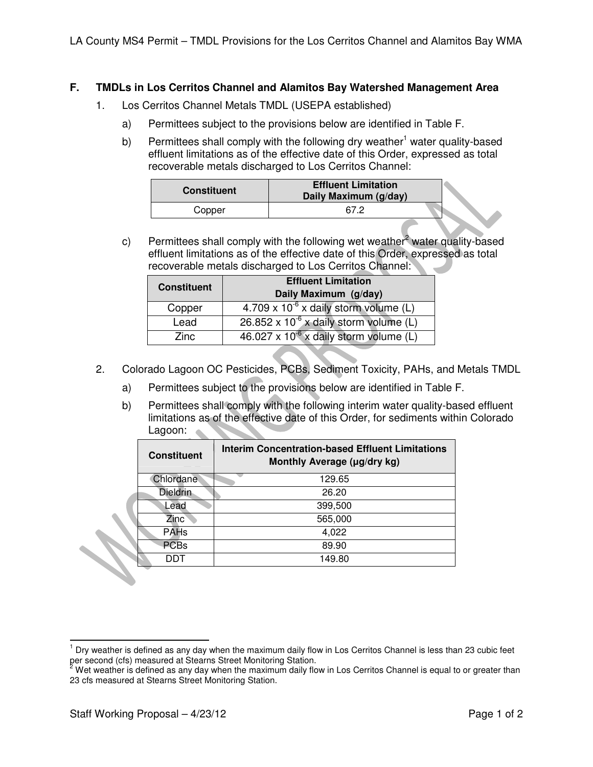## F. TMDLs in Los Cerritos Channel and Alamitos Bay Watershed Management Area

1. Los Cerritos Channel Metals TMDL (USEPA established)

   a) Permittees subject to the provisions below are identified in Table F.

   b) Permittees shall comply with the following dry weather[1] water quality-based effluent limitations as of the effective date of this Order, expressed as total recoverable metals discharged to Los Cerritos Channel:

| Constituent | Effluent Limitation Daily Maximum (g/day) |
|---|---|
| Copper | 67.2 |

   c) Permittees shall comply with the following wet weather[2] water quality-based effluent limitations as of the effective date of this Order, expressed as total recoverable metals discharged to Los Cerritos Channel:

| Constituent | Effluent Limitation Daily Maximum (g/day) |
|---|---|
| Copper | $4.709 \times 10^{-6}$ x daily storm volume (L) |
| Lead | $26.852 \times 10^{-6}$ x daily storm volume (L) |
| Zinc | $46.027 \times 10^{-6}$ x daily storm volume (L) |

2. Colorado Lagoon OC Pesticides, PCBs, Sediment Toxicity, PAHs, and Metals TMDL

   a) Permittees subject to the provisions below are identified in Table F.

   b) Permittees shall comply with the following interim water quality-based effluent limitations as of the effective date of this Order, for sediments within Colorado Lagoon:

| Constituent | Interim Concentration-based Effluent Limitations Monthly Average (μg/dry kg) |
|---|---|
| Chlordane | 129.65 |
| Dieldrin | 26.20 |
| Lead | 399,500 |
| Zinc | 565,000 |
| PAHs | 4,022 |
| PCBs | 89.90 |
| DDT | 149.80 |

[1] Dry weather is defined as any day when the maximum daily flow in Los Cerritos Channel is less than 23 cubic feet per second (cfs) measured at Stearns Street Monitoring Station.

[2] Wet weather is defined as any day when the maximum daily flow in Los Cerritos Channel is equal to or greater than 23 cfs measured at Stearns Street Monitoring Station.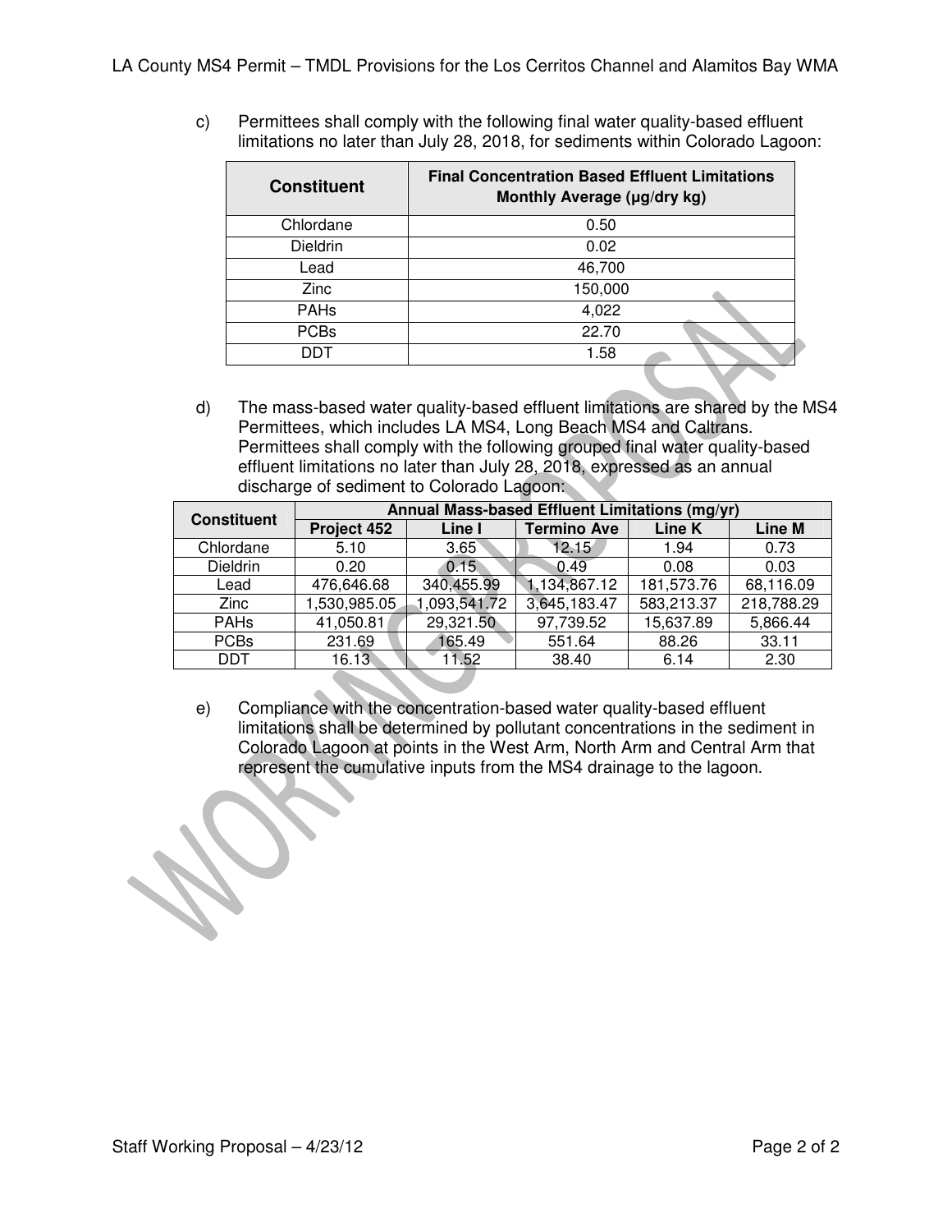c) Permittees shall comply with the following final water quality-based effluent limitations no later than July 28, 2018, for sediments within Colorado Lagoon:

| Constituent | Final Concentration Based Effluent Limitations Monthly Average (µg/dry kg) |
|---|---|
| Chlordane | 0.50 |
| Dieldrin | 0.02 |
| Lead | 46,700 |
| Zinc | 150,000 |
| PAHs | 4,022 |
| PCBs | 22.70 |
| DDT | 1.58 |

d) The mass-based water quality-based effluent limitations are shared by the MS4 Permittees, which includes LA MS4, Long Beach MS4 and Caltrans. Permittees shall comply with the following grouped final water quality-based effluent limitations no later than July 28, 2018, expressed as an annual discharge of sediment to Colorado Lagoon:

| Constituent | Annual Mass-based Effluent Limitations (mg/yr) | | | | |
|---|---|---|---|---|---|
| | Project 452 | Line I | Termino Ave | Line K | Line M |
| Chlordane | 5.10 | 3.65 | 12.15 | 1.94 | 0.73 |
| Dieldrin | 0.20 | 0.15 | 0.49 | 0.08 | 0.03 |
| Lead | 476,646.68 | 340,455.99 | 1,134,867.12 | 181,573.76 | 68,116.09 |
| Zinc | 1,530,985.05 | 1,093,541.72 | 3,645,183.47 | 583,213.37 | 218,788.29 |
| PAHs | 41,050.81 | 29,321.50 | 97,739.52 | 15,637.89 | 5,866.44 |
| PCBs | 231.69 | 165.49 | 551.64 | 88.26 | 33.11 |
| DDT | 16.13 | 11.52 | 38.40 | 6.14 | 2.30 |

e) Compliance with the concentration-based water quality-based effluent limitations shall be determined by pollutant concentrations in the sediment in Colorado Lagoon at points in the West Arm, North Arm and Central Arm that represent the cumulative inputs from the MS4 drainage to the lagoon.